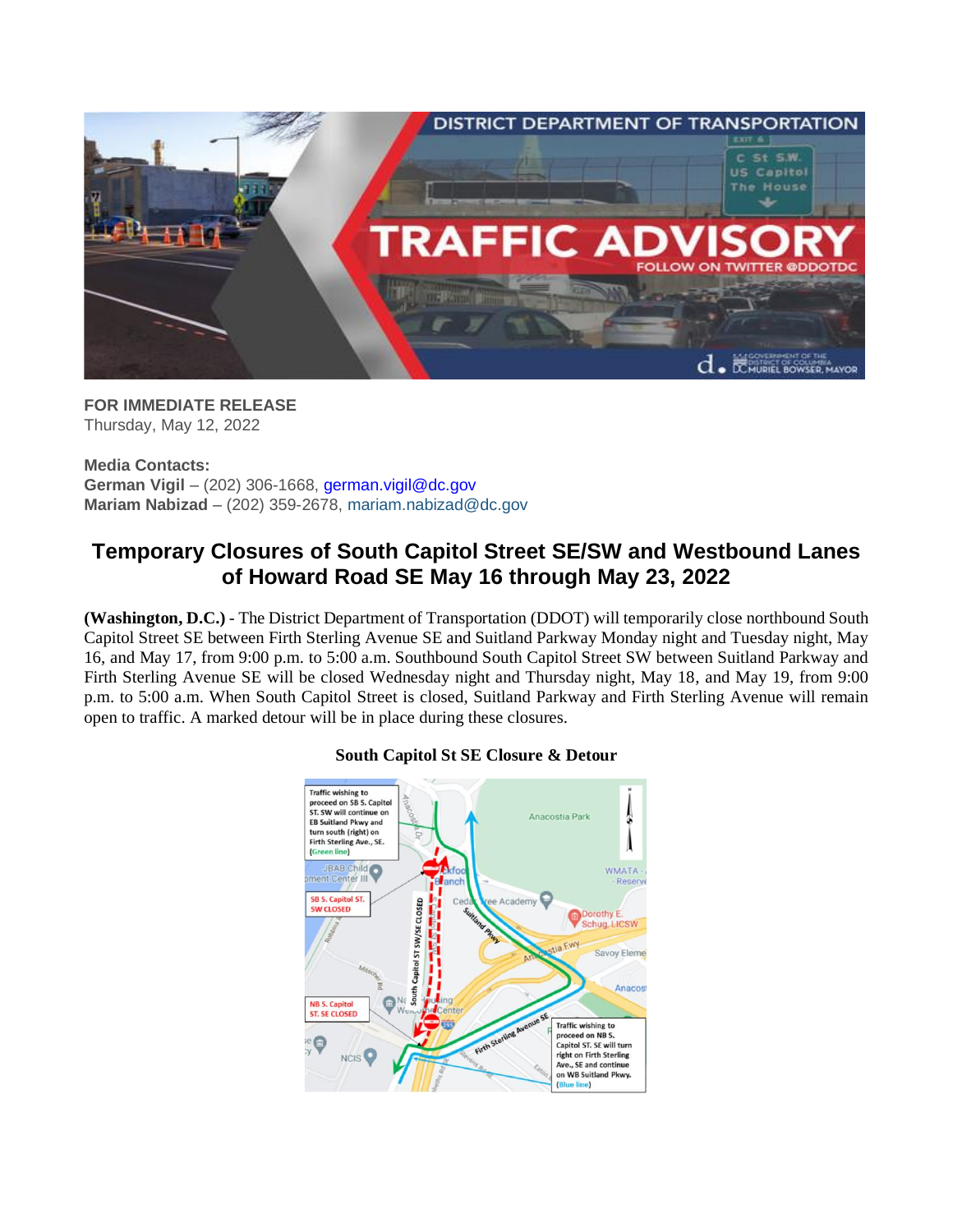**FOR IMMEDIATE RELEASE**
Thursday, May 12, 2022

**Media Contacts:**
**German Vigil** – (202) 306-1668, german.vigil@dc.gov
**Mariam Nabizad** – (202) 359-2678, mariam.nabizad@dc.gov

## Temporary Closures of South Capitol Street SE/SW and Westbound Lanes of Howard Road SE May 16 through May 23, 2022

**(Washington, D.C.)** - The District Department of Transportation (DDOT) will temporarily close northbound South Capitol Street SE between Firth Sterling Avenue SE and Suitland Parkway Monday night and Tuesday night, May 16, and May 17, from 9:00 p.m. to 5:00 a.m. Southbound South Capitol Street SW between Suitland Parkway and Firth Sterling Avenue SE will be closed Wednesday night and Thursday night, May 18, and May 19, from 9:00 p.m. to 5:00 a.m. When South Capitol Street is closed, Suitland Parkway and Firth Sterling Avenue will remain open to traffic. A marked detour will be in place during these closures.

**South Capitol St SE Closure & Detour**

Traffic wishing to proceed on SB S. Capitol ST. SW will continue on EB Suitland Pkwy and turn south (right) on Firth Sterling Ave., SE. (Green line)

SB S. Capitol ST. SW CLOSED

NB S. Capitol ST. SE CLOSED

Traffic wishing to proceed on NB S. Capitol ST. SE will turn right on Firth Sterling Ave., SE and continue on WB Suitland Pkwy. (Blue line)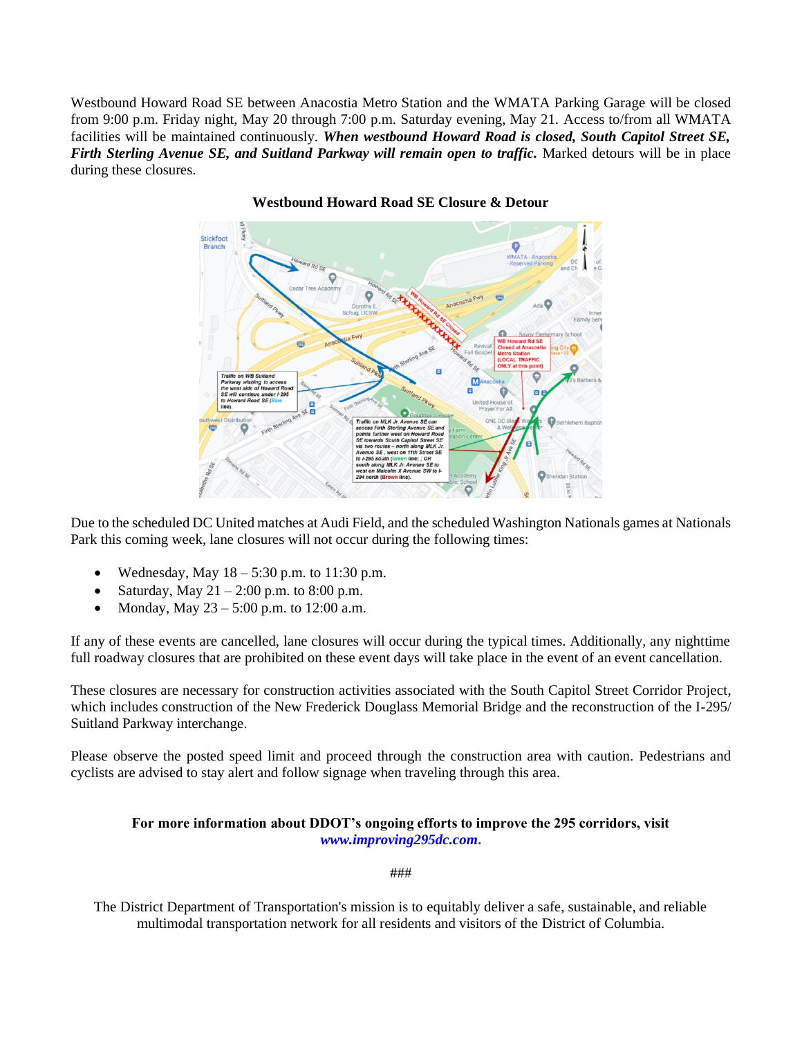Westbound Howard Road SE between Anacostia Metro Station and the WMATA Parking Garage will be closed from 9:00 p.m. Friday night, May 20 through 7:00 p.m. Saturday evening, May 21. Access to/from all WMATA facilities will be maintained continuously. ***When westbound Howard Road is closed, South Capitol Street SE, Firth Sterling Avenue SE, and Suitland Parkway will remain open to traffic.*** Marked detours will be in place during these closures.

**Westbound Howard Road SE Closure & Detour**

Due to the scheduled DC United matches at Audi Field, and the scheduled Washington Nationals games at Nationals Park this coming week, lane closures will not occur during the following times:

- Wednesday, May 18 – 5:30 p.m. to 11:30 p.m.
- Saturday, May 21 – 2:00 p.m. to 8:00 p.m.
- Monday, May 23 – 5:00 p.m. to 12:00 a.m.

If any of these events are cancelled, lane closures will occur during the typical times. Additionally, any nighttime full roadway closures that are prohibited on these event days will take place in the event of an event cancellation.

These closures are necessary for construction activities associated with the South Capitol Street Corridor Project, which includes construction of the New Frederick Douglass Memorial Bridge and the reconstruction of the I-295/ Suitland Parkway interchange.

Please observe the posted speed limit and proceed through the construction area with caution. Pedestrians and cyclists are advised to stay alert and follow signage when traveling through this area.

**For more information about DDOT's ongoing efforts to improve the 295 corridors, visit *www.improving295dc.com*.**

###

The District Department of Transportation's mission is to equitably deliver a safe, sustainable, and reliable multimodal transportation network for all residents and visitors of the District of Columbia.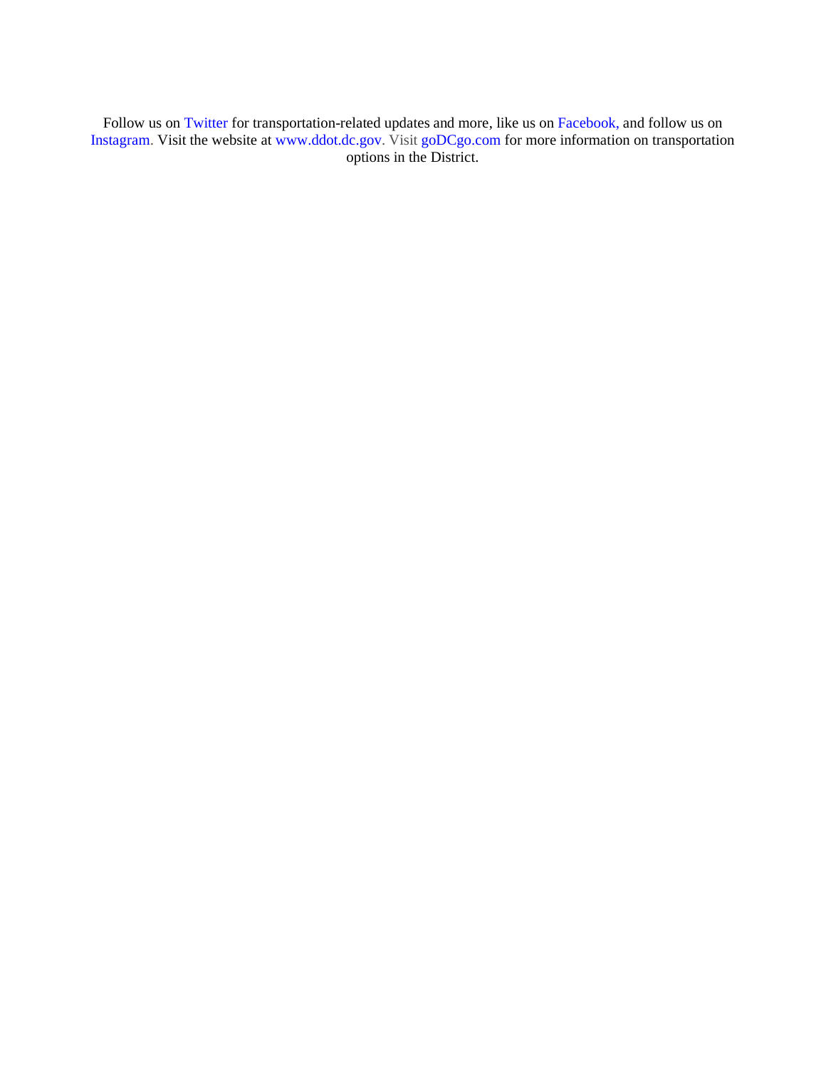Follow us on Twitter for transportation-related updates and more, like us on Facebook, and follow us on Instagram. Visit the website at www.ddot.dc.gov. Visit goDCgo.com for more information on transportation options in the District.